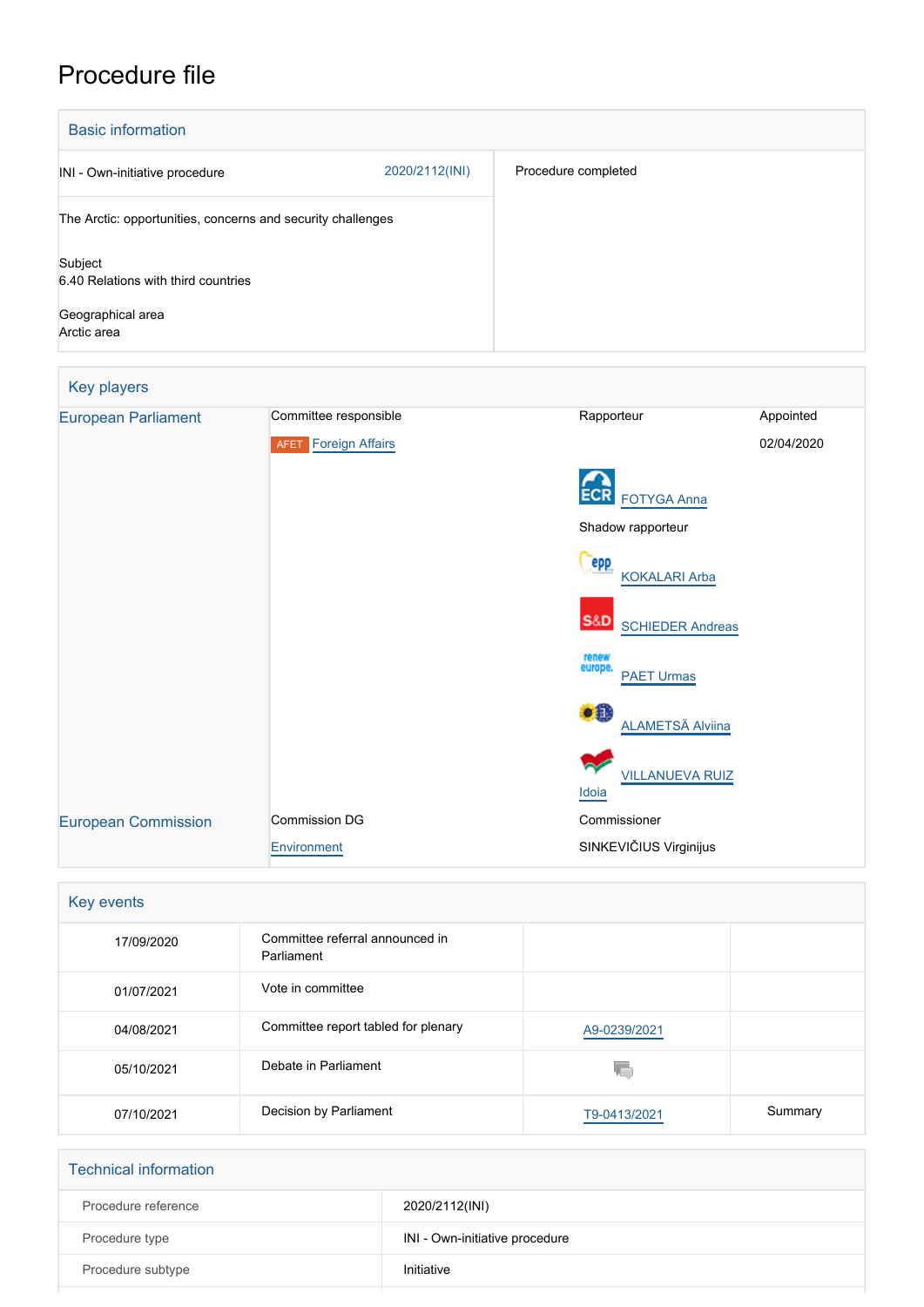# Procedure file

## Basic information

| | |
|---|---|
| INI - Own-initiative procedure 2020/2112(INI) | Procedure completed |
| The Arctic: opportunities, concerns and security challenges | |
| Subject<br>6.40 Relations with third countries | |
| Geographical area<br>Arctic area | |

## Key players

| | | | |
|---|---|---|---|
| European Parliament | Committee responsible | Rapporteur | Appointed |
| | AFET Foreign Affairs | | 02/04/2020 |
| | | ECR FOTYGA Anna | |
| | | Shadow rapporteur | |
| | | EPP KOKALARI Arba | |
| | | S&D SCHIEDER Andreas | |
| | | Renew Europe PAET Urmas | |
| | | Greens/EFA ALAMETSÄ Alviina | |
| | | GUE/NGL VILLANUEVA RUIZ Idoia | |
| European Commission | Commission DG | Commissioner | |
| | Environment | SINKEVIČIUS Virginijus | |

## Key events

| | | | |
|---|---|---|---|
| 17/09/2020 | Committee referral announced in Parliament | | |
| 01/07/2021 | Vote in committee | | |
| 04/08/2021 | Committee report tabled for plenary | A9-0239/2021 | |
| 05/10/2021 | Debate in Parliament | | |
| 07/10/2021 | Decision by Parliament | T9-0413/2021 | Summary |

## Technical information

| | |
|---|---|
| Procedure reference | 2020/2112(INI) |
| Procedure type | INI - Own-initiative procedure |
| Procedure subtype | Initiative |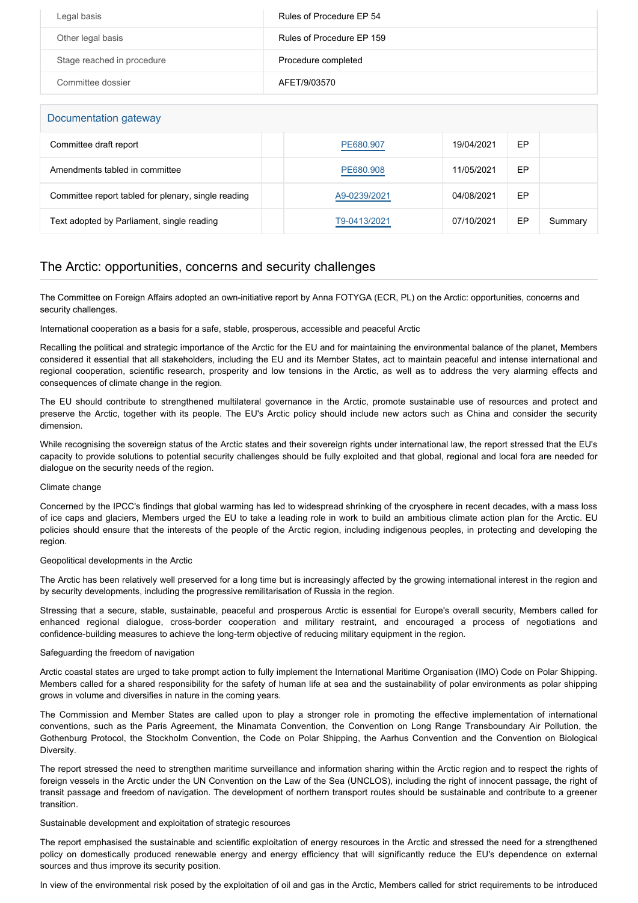| Legal basis | Rules of Procedure EP 54 |
| --- | --- |
| Other legal basis | Rules of Procedure EP 159 |
| Stage reached in procedure | Procedure completed |
| Committee dossier | AFET/9/03570 |

## Documentation gateway

| | | | | | |
| --- | --- | --- | --- | --- | --- |
| Committee draft report | | PE680.907 | 19/04/2021 | EP | |
| Amendments tabled in committee | | PE680.908 | 11/05/2021 | EP | |
| Committee report tabled for plenary, single reading | | A9-0239/2021 | 04/08/2021 | EP | |
| Text adopted by Parliament, single reading | | T9-0413/2021 | 07/10/2021 | EP | Summary |

## The Arctic: opportunities, concerns and security challenges

The Committee on Foreign Affairs adopted an own-initiative report by Anna FOTYGA (ECR, PL) on the Arctic: opportunities, concerns and security challenges.

International cooperation as a basis for a safe, stable, prosperous, accessible and peaceful Arctic

Recalling the political and strategic importance of the Arctic for the EU and for maintaining the environmental balance of the planet, Members considered it essential that all stakeholders, including the EU and its Member States, act to maintain peaceful and intense international and regional cooperation, scientific research, prosperity and low tensions in the Arctic, as well as to address the very alarming effects and consequences of climate change in the region.

The EU should contribute to strengthened multilateral governance in the Arctic, promote sustainable use of resources and protect and preserve the Arctic, together with its people. The EU's Arctic policy should include new actors such as China and consider the security dimension.

While recognising the sovereign status of the Arctic states and their sovereign rights under international law, the report stressed that the EU's capacity to provide solutions to potential security challenges should be fully exploited and that global, regional and local fora are needed for dialogue on the security needs of the region.

Climate change

Concerned by the IPCC's findings that global warming has led to widespread shrinking of the cryosphere in recent decades, with a mass loss of ice caps and glaciers, Members urged the EU to take a leading role in work to build an ambitious climate action plan for the Arctic. EU policies should ensure that the interests of the people of the Arctic region, including indigenous peoples, in protecting and developing the region.

Geopolitical developments in the Arctic

The Arctic has been relatively well preserved for a long time but is increasingly affected by the growing international interest in the region and by security developments, including the progressive remilitarisation of Russia in the region.

Stressing that a secure, stable, sustainable, peaceful and prosperous Arctic is essential for Europe's overall security, Members called for enhanced regional dialogue, cross-border cooperation and military restraint, and encouraged a process of negotiations and confidence-building measures to achieve the long-term objective of reducing military equipment in the region.

Safeguarding the freedom of navigation

Arctic coastal states are urged to take prompt action to fully implement the International Maritime Organisation (IMO) Code on Polar Shipping. Members called for a shared responsibility for the safety of human life at sea and the sustainability of polar environments as polar shipping grows in volume and diversifies in nature in the coming years.

The Commission and Member States are called upon to play a stronger role in promoting the effective implementation of international conventions, such as the Paris Agreement, the Minamata Convention, the Convention on Long Range Transboundary Air Pollution, the Gothenburg Protocol, the Stockholm Convention, the Code on Polar Shipping, the Aarhus Convention and the Convention on Biological Diversity.

The report stressed the need to strengthen maritime surveillance and information sharing within the Arctic region and to respect the rights of foreign vessels in the Arctic under the UN Convention on the Law of the Sea (UNCLOS), including the right of innocent passage, the right of transit passage and freedom of navigation. The development of northern transport routes should be sustainable and contribute to a greener transition.

Sustainable development and exploitation of strategic resources

The report emphasised the sustainable and scientific exploitation of energy resources in the Arctic and stressed the need for a strengthened policy on domestically produced renewable energy and energy efficiency that will significantly reduce the EU's dependence on external sources and thus improve its security position.

In view of the environmental risk posed by the exploitation of oil and gas in the Arctic, Members called for strict requirements to be introduced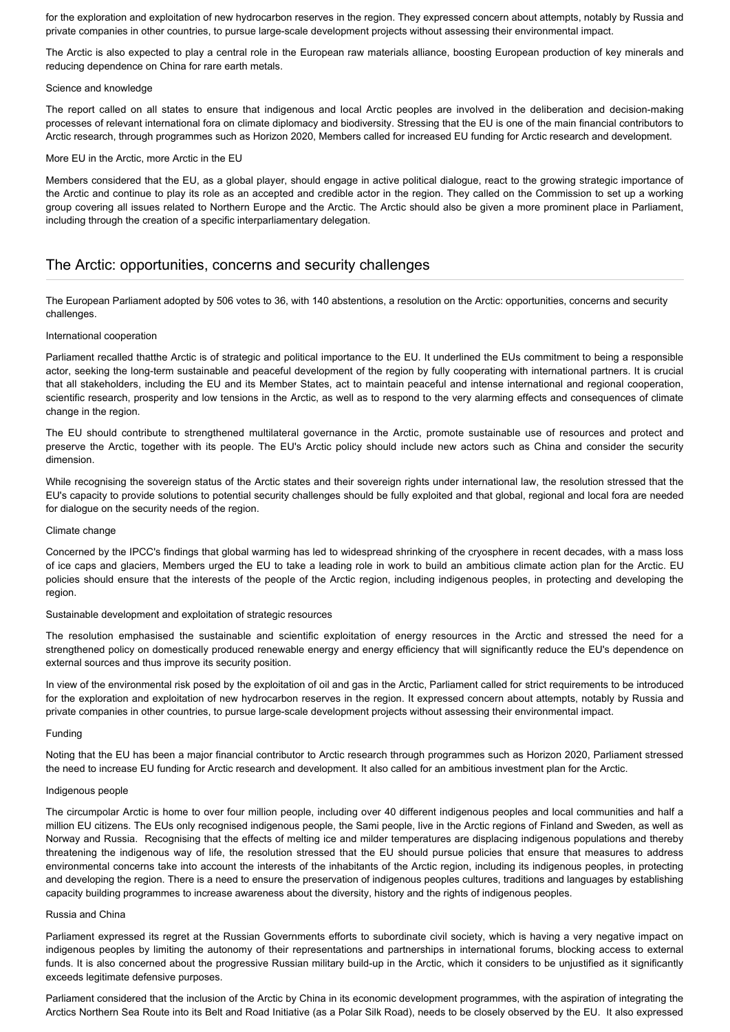for the exploration and exploitation of new hydrocarbon reserves in the region. They expressed concern about attempts, notably by Russia and private companies in other countries, to pursue large-scale development projects without assessing their environmental impact.

The Arctic is also expected to play a central role in the European raw materials alliance, boosting European production of key minerals and reducing dependence on China for rare earth metals.

Science and knowledge

The report called on all states to ensure that indigenous and local Arctic peoples are involved in the deliberation and decision-making processes of relevant international fora on climate diplomacy and biodiversity. Stressing that the EU is one of the main financial contributors to Arctic research, through programmes such as Horizon 2020, Members called for increased EU funding for Arctic research and development.

More EU in the Arctic, more Arctic in the EU

Members considered that the EU, as a global player, should engage in active political dialogue, react to the growing strategic importance of the Arctic and continue to play its role as an accepted and credible actor in the region. They called on the Commission to set up a working group covering all issues related to Northern Europe and the Arctic. The Arctic should also be given a more prominent place in Parliament, including through the creation of a specific interparliamentary delegation.

## The Arctic: opportunities, concerns and security challenges

The European Parliament adopted by 506 votes to 36, with 140 abstentions, a resolution on the Arctic: opportunities, concerns and security challenges.

International cooperation

Parliament recalled thatthe Arctic is of strategic and political importance to the EU. It underlined the EUs commitment to being a responsible actor, seeking the long-term sustainable and peaceful development of the region by fully cooperating with international partners. It is crucial that all stakeholders, including the EU and its Member States, act to maintain peaceful and intense international and regional cooperation, scientific research, prosperity and low tensions in the Arctic, as well as to respond to the very alarming effects and consequences of climate change in the region.

The EU should contribute to strengthened multilateral governance in the Arctic, promote sustainable use of resources and protect and preserve the Arctic, together with its people. The EU's Arctic policy should include new actors such as China and consider the security dimension.

While recognising the sovereign status of the Arctic states and their sovereign rights under international law, the resolution stressed that the EU's capacity to provide solutions to potential security challenges should be fully exploited and that global, regional and local fora are needed for dialogue on the security needs of the region.

Climate change

Concerned by the IPCC's findings that global warming has led to widespread shrinking of the cryosphere in recent decades, with a mass loss of ice caps and glaciers, Members urged the EU to take a leading role in work to build an ambitious climate action plan for the Arctic. EU policies should ensure that the interests of the people of the Arctic region, including indigenous peoples, in protecting and developing the region.

Sustainable development and exploitation of strategic resources

The resolution emphasised the sustainable and scientific exploitation of energy resources in the Arctic and stressed the need for a strengthened policy on domestically produced renewable energy and energy efficiency that will significantly reduce the EU's dependence on external sources and thus improve its security position.

In view of the environmental risk posed by the exploitation of oil and gas in the Arctic, Parliament called for strict requirements to be introduced for the exploration and exploitation of new hydrocarbon reserves in the region. It expressed concern about attempts, notably by Russia and private companies in other countries, to pursue large-scale development projects without assessing their environmental impact.

Funding

Noting that the EU has been a major financial contributor to Arctic research through programmes such as Horizon 2020, Parliament stressed the need to increase EU funding for Arctic research and development. It also called for an ambitious investment plan for the Arctic.

Indigenous people

The circumpolar Arctic is home to over four million people, including over 40 different indigenous peoples and local communities and half a million EU citizens. The EUs only recognised indigenous people, the Sami people, live in the Arctic regions of Finland and Sweden, as well as Norway and Russia. Recognising that the effects of melting ice and milder temperatures are displacing indigenous populations and thereby threatening the indigenous way of life, the resolution stressed that the EU should pursue policies that ensure that measures to address environmental concerns take into account the interests of the inhabitants of the Arctic region, including its indigenous peoples, in protecting and developing the region. There is a need to ensure the preservation of indigenous peoples cultures, traditions and languages by establishing capacity building programmes to increase awareness about the diversity, history and the rights of indigenous peoples.

Russia and China

Parliament expressed its regret at the Russian Governments efforts to subordinate civil society, which is having a very negative impact on indigenous peoples by limiting the autonomy of their representations and partnerships in international forums, blocking access to external funds. It is also concerned about the progressive Russian military build-up in the Arctic, which it considers to be unjustified as it significantly exceeds legitimate defensive purposes.

Parliament considered that the inclusion of the Arctic by China in its economic development programmes, with the aspiration of integrating the Arctics Northern Sea Route into its Belt and Road Initiative (as a Polar Silk Road), needs to be closely observed by the EU. It also expressed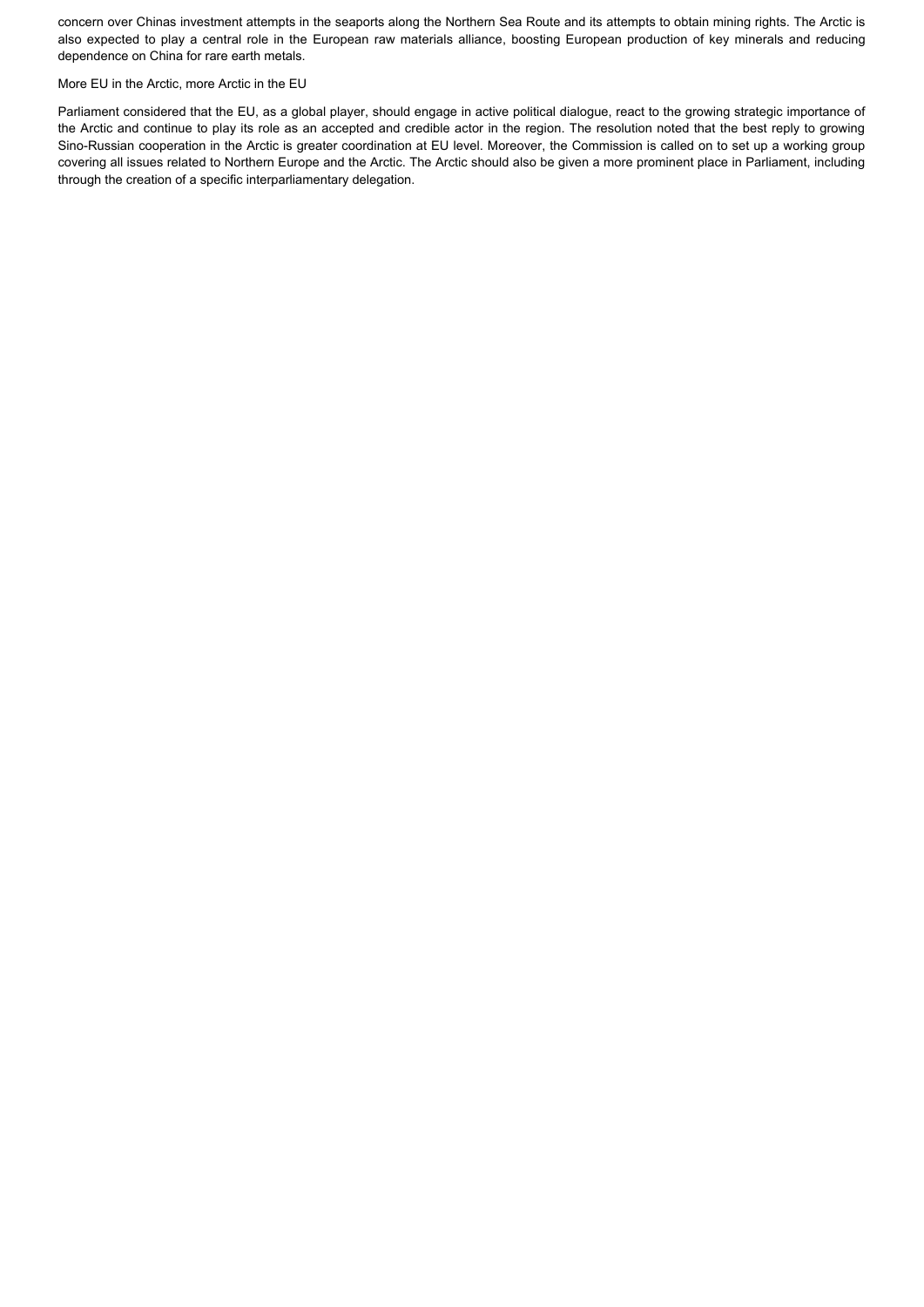concern over Chinas investment attempts in the seaports along the Northern Sea Route and its attempts to obtain mining rights. The Arctic is also expected to play a central role in the European raw materials alliance, boosting European production of key minerals and reducing dependence on China for rare earth metals.

More EU in the Arctic, more Arctic in the EU

Parliament considered that the EU, as a global player, should engage in active political dialogue, react to the growing strategic importance of the Arctic and continue to play its role as an accepted and credible actor in the region. The resolution noted that the best reply to growing Sino-Russian cooperation in the Arctic is greater coordination at EU level. Moreover, the Commission is called on to set up a working group covering all issues related to Northern Europe and the Arctic. The Arctic should also be given a more prominent place in Parliament, including through the creation of a specific interparliamentary delegation.